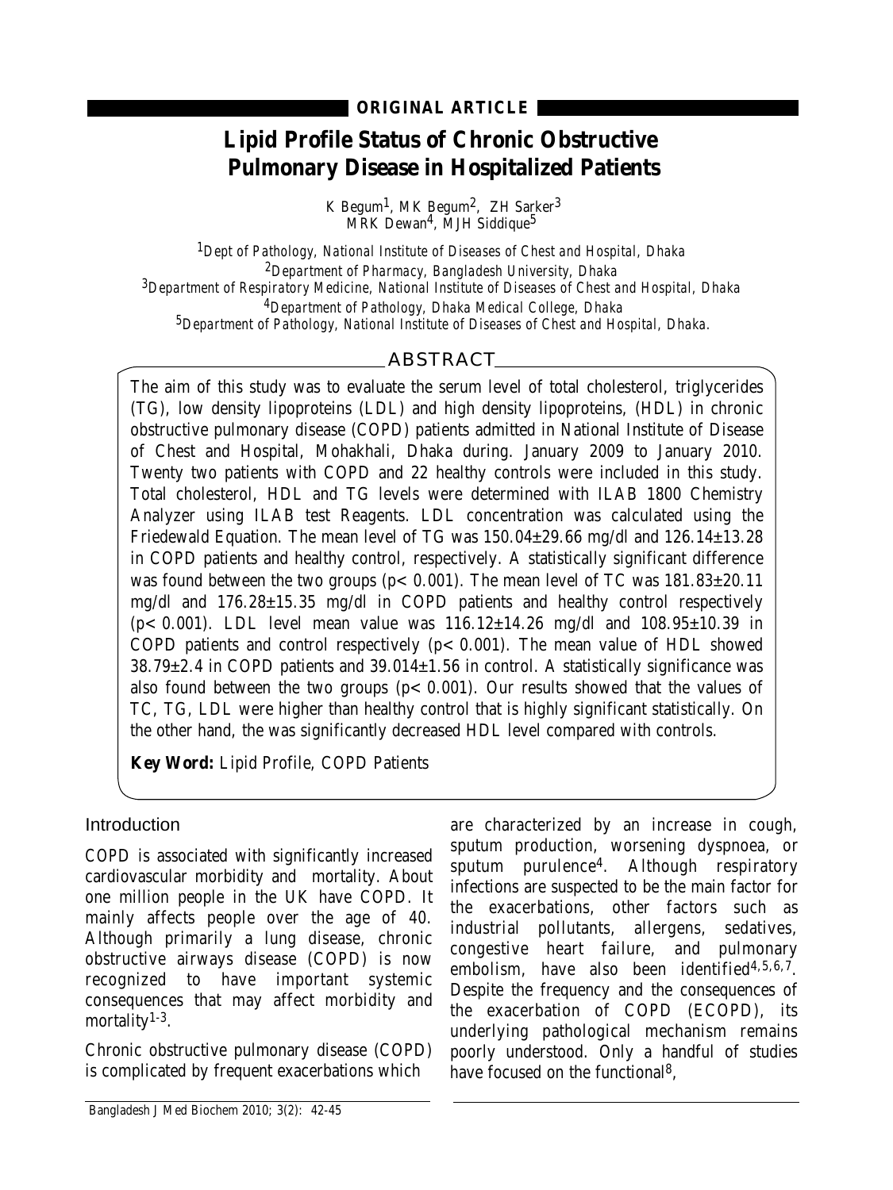**ORIGINAL ARTICLE**

# Lipid Profile Status of Chronic Obstructive Pulmonary Disease in Hospitalized Patients

K Begum[1], MK Begum[2], ZH Sarker[3]
MRK Dewan[4], MJH Siddique[5]

[1]Dept of Pathology, National Institute of Diseases of Chest and Hospital, Dhaka
[2]Department of Pharmacy, Bangladesh University, Dhaka
[3]Department of Respiratory Medicine, National Institute of Diseases of Chest and Hospital, Dhaka
[4]Department of Pathology, Dhaka Medical College, Dhaka
[5]Department of Pathology, National Institute of Diseases of Chest and Hospital, Dhaka.

## ABSTRACT

The aim of this study was to evaluate the serum level of total cholesterol, triglycerides (TG), low density lipoproteins (LDL) and high density lipoproteins, (HDL) in chronic obstructive pulmonary disease (COPD) patients admitted in National Institute of Disease of Chest and Hospital, Mohakhali, Dhaka during. January 2009 to January 2010. Twenty two patients with COPD and 22 healthy controls were included in this study. Total cholesterol, HDL and TG levels were determined with ILAB 1800 Chemistry Analyzer using ILAB test Reagents. LDL concentration was calculated using the Friedewald Equation. The mean level of TG was 150.04±29.66 mg/dl and 126.14±13.28 in COPD patients and healthy control, respectively. A statistically significant difference was found between the two groups ($p< 0.001$). The mean level of TC was 181.83±20.11 mg/dl and 176.28±15.35 mg/dl in COPD patients and healthy control respectively ($p< 0.001$). LDL level mean value was 116.12±14.26 mg/dl and 108.95±10.39 in COPD patients and control respectively ($p< 0.001$). The mean value of HDL showed 38.79±2.4 in COPD patients and 39.014±1.56 in control. A statistically significance was also found between the two groups ($p< 0.001$). Our results showed that the values of TC, TG, LDL were higher than healthy control that is highly significant statistically. On the other hand, the was significantly decreased HDL level compared with controls.

**Key Word:** Lipid Profile, COPD Patients

## Introduction

COPD is associated with significantly increased cardiovascular morbidity and mortality. About one million people in the UK have COPD. It mainly affects people over the age of 40. Although primarily a lung disease, chronic obstructive airways disease (COPD) is now recognized to have important systemic consequences that may affect morbidity and mortality[1-3].

Chronic obstructive pulmonary disease (COPD) is complicated by frequent exacerbations which are characterized by an increase in cough, sputum production, worsening dyspnoea, or sputum purulence[4]. Although respiratory infections are suspected to be the main factor for the exacerbations, other factors such as industrial pollutants, allergens, sedatives, congestive heart failure, and pulmonary embolism, have also been identified[4,5,6,7]. Despite the frequency and the consequences of the exacerbation of COPD (ECOPD), its underlying pathological mechanism remains poorly understood. Only a handful of studies have focused on the functional[8],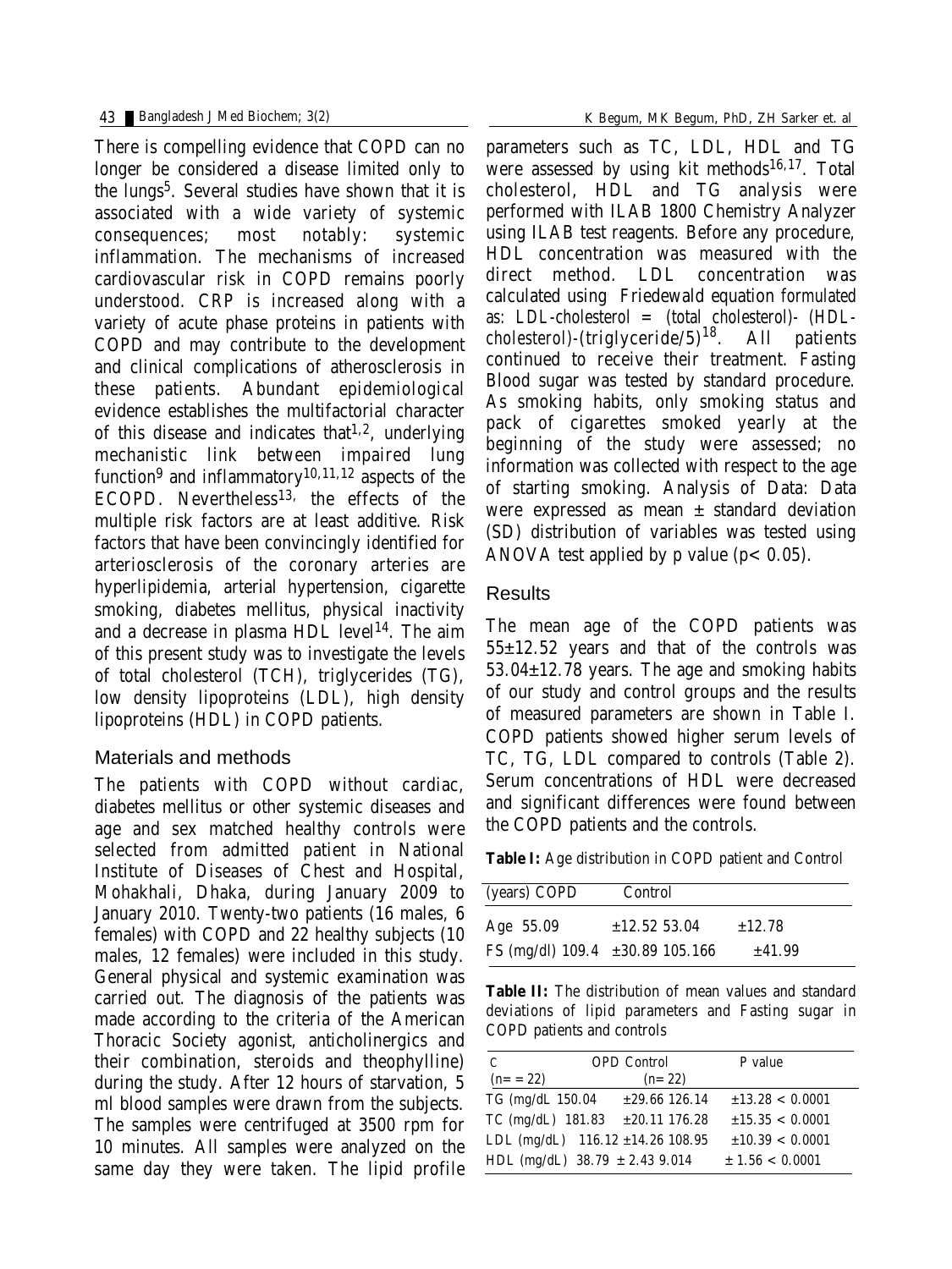There is compelling evidence that COPD can no longer be considered a disease limited only to the lungs[5]. Several studies have shown that it is associated with a wide variety of systemic consequences; most notably: systemic inflammation. The mechanisms of increased cardiovascular risk in COPD remains poorly understood. CRP is increased along with a variety of acute phase proteins in patients with COPD and may contribute to the development and clinical complications of atherosclerosis in these patients. Abundant epidemiological evidence establishes the multifactorial character of this disease and indicates that[1,2], underlying mechanistic link between impaired lung function[9] and inflammatory[10,11,12] aspects of the ECOPD. Nevertheless[13], the effects of the multiple risk factors are at least additive. Risk factors that have been convincingly identified for arteriosclerosis of the coronary arteries are hyperlipidemia, arterial hypertension, cigarette smoking, diabetes mellitus, physical inactivity and a decrease in plasma HDL level[14]. The aim of this present study was to investigate the levels of total cholesterol (TCH), triglycerides (TG), low density lipoproteins (LDL), high density lipoproteins (HDL) in COPD patients.

## Materials and methods

The patients with COPD without cardiac, diabetes mellitus or other systemic diseases and age and sex matched healthy controls were selected from admitted patient in National Institute of Diseases of Chest and Hospital, Mohakhali, Dhaka, during January 2009 to January 2010. Twenty-two patients (16 males, 6 females) with COPD and 22 healthy subjects (10 males, 12 females) were included in this study. General physical and systemic examination was carried out. The diagnosis of the patients was made according to the criteria of the American Thoracic Society agonist, anticholinergics and their combination, steroids and theophylline) during the study. After 12 hours of starvation, 5 ml blood samples were drawn from the subjects. The samples were centrifuged at 3500 rpm for 10 minutes. All samples were analyzed on the same day they were taken. The lipid profile parameters such as TC, LDL, HDL and TG were assessed by using kit methods[16,17]. Total cholesterol, HDL and TG analysis were performed with ILAB 1800 Chemistry Analyzer using ILAB test reagents. Before any procedure, HDL concentration was measured with the direct method. LDL concentration was calculated using Friedewald equation formulated as: LDL-cholesterol = (total cholesterol)- (HDL-cholesterol)-(triglyceride/5)[18]. All patients continued to receive their treatment. Fasting Blood sugar was tested by standard procedure. As smoking habits, only smoking status and pack of cigarettes smoked yearly at the beginning of the study were assessed; no information was collected with respect to the age of starting smoking. Analysis of Data: Data were expressed as mean ± standard deviation (SD) distribution of variables was tested using ANOVA test applied by p value ($p < 0.05$).

## Results

The mean age of the COPD patients was 55±12.52 years and that of the controls was 53.04±12.78 years. The age and smoking habits of our study and control groups and the results of measured parameters are shown in Table I. COPD patients showed higher serum levels of TC, TG, LDL compared to controls (Table 2). Serum concentrations of HDL were decreased and significant differences were found between the COPD patients and the controls.

**Table I:** Age distribution in COPD patient and Control

| (years) | COPD | | Control | |
|---|---|---|---|---|
| Age | 55.09 | ±12.52 | 53.04 | ±12.78 |
| FS (mg/dl) | 109.4 | ±30.89 | 105.166 | ±41.99 |

**Table II:** The distribution of mean values and standard deviations of lipid parameters and Fasting sugar in COPD patients and controls

| | COPD (n= = 22) | | Control (n= 22) | | P value |
|---|---|---|---|---|---|
| TG (mg/dL | 150.04 | ±29.66 | 126.14 | ±13.28 | < 0.0001 |
| TC (mg/dL) | 181.83 | ±20.11 | 176.28 | ±15.35 | < 0.0001 |
| LDL (mg/dL) | 116.12 | ±14.26 | 108.95 | ±10.39 | < 0.0001 |
| HDL (mg/dL) | 38.79 | ± 2.43 | 9.014 | ± 1.56 | < 0.0001 |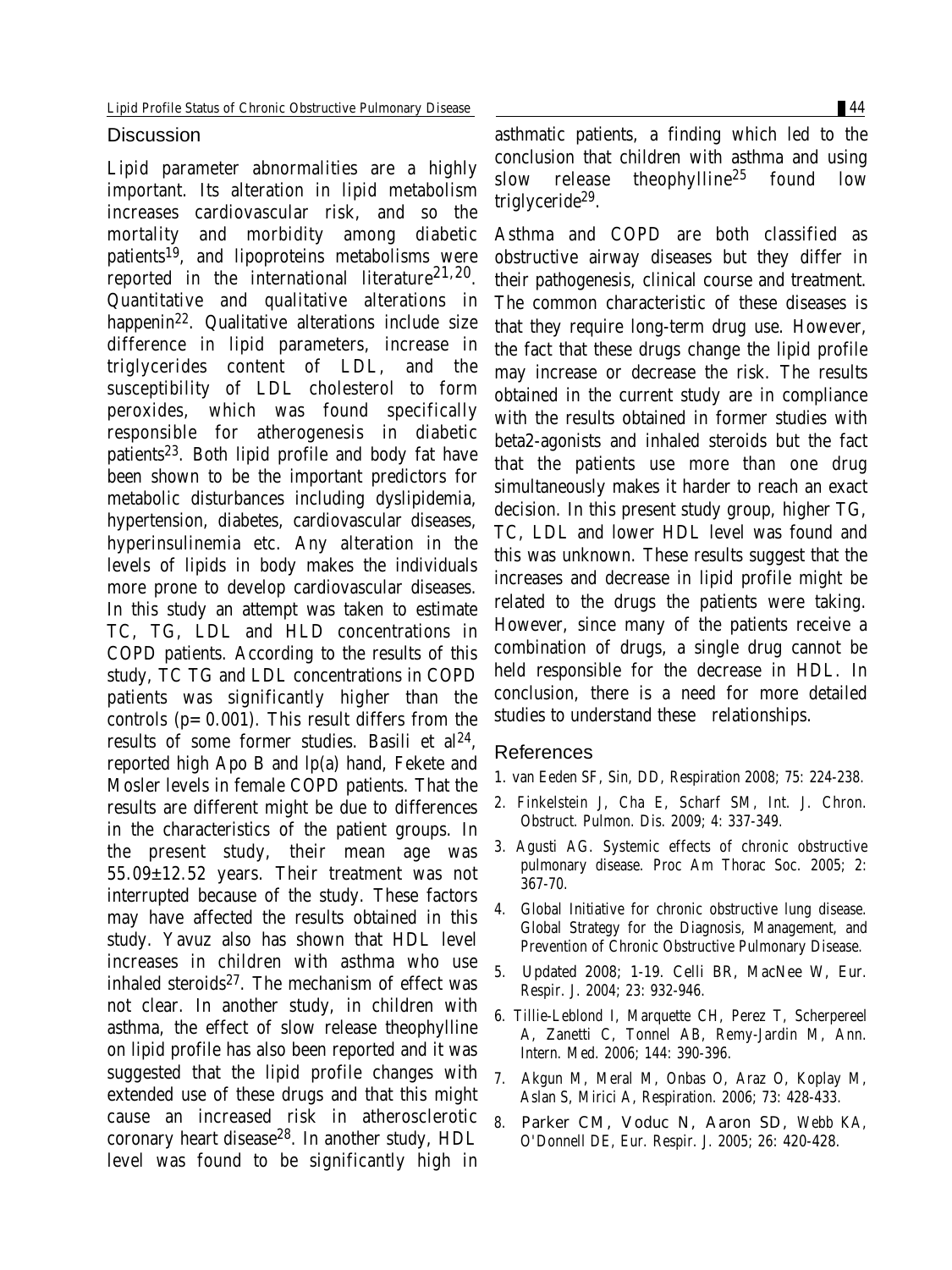## Discussion

Lipid parameter abnormalities are a highly important. Its alteration in lipid metabolism increases cardiovascular risk, and so the mortality and morbidity among diabetic patients[19], and lipoproteins metabolisms were reported in the international literature[21,20]. Quantitative and qualitative alterations in happenin[22]. Qualitative alterations include size difference in lipid parameters, increase in triglycerides content of LDL, and the susceptibility of LDL cholesterol to form peroxides, which was found specifically responsible for atherogenesis in diabetic patients[23]. Both lipid profile and body fat have been shown to be the important predictors for metabolic disturbances including dyslipidemia, hypertension, diabetes, cardiovascular diseases, hyperinsulinemia etc. Any alteration in the levels of lipids in body makes the individuals more prone to develop cardiovascular diseases. In this study an attempt was taken to estimate TC, TG, LDL and HLD concentrations in COPD patients. According to the results of this study, TC TG and LDL concentrations in COPD patients was significantly higher than the controls ($p= 0.001$). This result differs from the results of some former studies. Basili et al[24], reported high Apo B and lp(a) hand, Fekete and Mosler levels in female COPD patients. That the results are different might be due to differences in the characteristics of the patient groups. In the present study, their mean age was 55.09±12.52 years. Their treatment was not interrupted because of the study. These factors may have affected the results obtained in this study. Yavuz also has shown that HDL level increases in children with asthma who use inhaled steroids[27]. The mechanism of effect was not clear. In another study, in children with asthma, the effect of slow release theophylline on lipid profile has also been reported and it was suggested that the lipid profile changes with extended use of these drugs and that this might cause an increased risk in atherosclerotic coronary heart disease[28]. In another study, HDL level was found to be significantly high in asthmatic patients, a finding which led to the conclusion that children with asthma and using slow release theophylline[25] found low triglyceride[29].

Asthma and COPD are both classified as obstructive airway diseases but they differ in their pathogenesis, clinical course and treatment. The common characteristic of these diseases is that they require long-term drug use. However, the fact that these drugs change the lipid profile may increase or decrease the risk. The results obtained in the current study are in compliance with the results obtained in former studies with beta2-agonists and inhaled steroids but the fact that the patients use more than one drug simultaneously makes it harder to reach an exact decision. In this present study group, higher TG, TC, LDL and lower HDL level was found and this was unknown. These results suggest that the increases and decrease in lipid profile might be related to the drugs the patients were taking. However, since many of the patients receive a combination of drugs, a single drug cannot be held responsible for the decrease in HDL. In conclusion, there is a need for more detailed studies to understand these relationships.

## References

1. van Eeden SF, Sin, DD, Respiration 2008; 75: 224-238.
2. Finkelstein J, Cha E, Scharf SM, Int. J. Chron. Obstruct. Pulmon. Dis. 2009; 4: 337-349.
3. Agusti AG. Systemic effects of chronic obstructive pulmonary disease. Proc Am Thorac Soc. 2005; 2: 367-70.
4. Global Initiative for chronic obstructive lung disease. Global Strategy for the Diagnosis, Management, and Prevention of Chronic Obstructive Pulmonary Disease.
5. Updated 2008; 1-19. Celli BR, MacNee W, Eur. Respir. J. 2004; 23: 932-946.
6. Tillie-Leblond I, Marquette CH, Perez T, Scherpereel A, Zanetti C, Tonnel AB, Remy-Jardin M, Ann. Intern. Med. 2006; 144: 390-396.
7. Akgun M, Meral M, Onbas O, Araz O, Koplay M, Aslan S, Mirici A, Respiration. 2006; 73: 428-433.
8. Parker CM, Voduc N, Aaron SD, Webb KA, O'Donnell DE, Eur. Respir. J. 2005; 26: 420-428.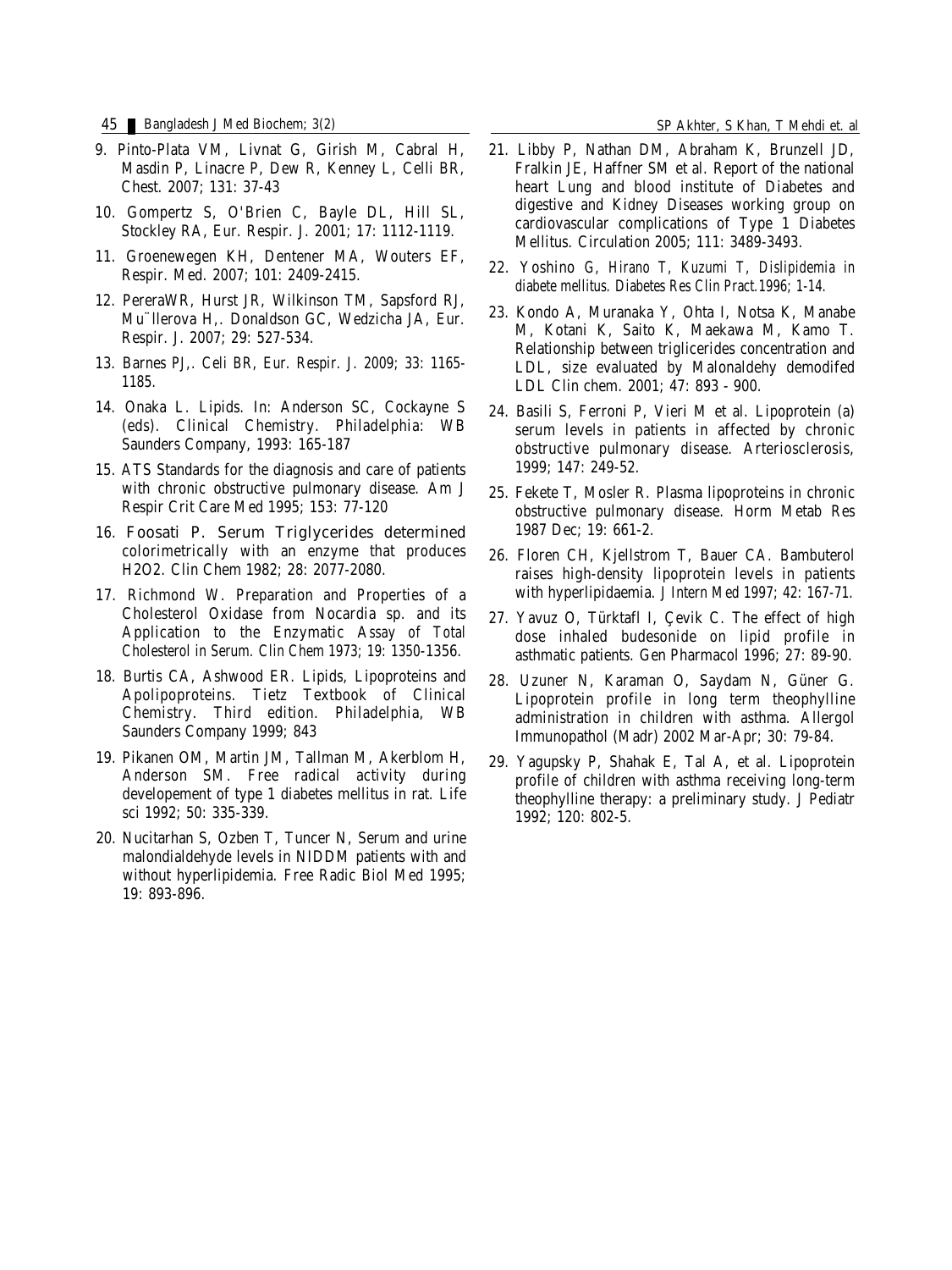9. Pinto-Plata VM, Livnat G, Girish M, Cabral H, Masdin P, Linacre P, Dew R, Kenney L, Celli BR, Chest. 2007; 131: 37-43

10. Gompertz S, O'Brien C, Bayle DL, Hill SL, Stockley RA, Eur. Respir. J. 2001; 17: 1112-1119.

11. Groenewegen KH, Dentener MA, Wouters EF, Respir. Med. 2007; 101: 2409-2415.

12. PereraWR, Hurst JR, Wilkinson TM, Sapsford RJ, Mu¨llerova H,. Donaldson GC, Wedzicha JA, Eur. Respir. J. 2007; 29: 527-534.

13. Barnes PJ,. Celi BR, Eur. Respir. J. 2009; 33: 1165-1185.

14. Onaka L. Lipids. In: Anderson SC, Cockayne S (eds). Clinical Chemistry. Philadelphia: WB Saunders Company, 1993: 165-187

15. ATS Standards for the diagnosis and care of patients with chronic obstructive pulmonary disease. Am J Respir Crit Care Med 1995; 153: 77-120

16. Foosati P. Serum Triglycerides determined colorimetrically with an enzyme that produces H2O2. Clin Chem 1982; 28: 2077-2080.

17. Richmond W. Preparation and Properties of a Cholesterol Oxidase from Nocardia sp. and its Application to the Enzymatic Assay of Total Cholesterol in Serum. Clin Chem 1973; 19: 1350-1356.

18. Burtis CA, Ashwood ER. Lipids, Lipoproteins and Apolipoproteins. Tietz Textbook of Clinical Chemistry. Third edition. Philadelphia, WB Saunders Company 1999; 843

19. Pikanen OM, Martin JM, Tallman M, Akerblom H, Anderson SM. Free radical activity during developement of type 1 diabetes mellitus in rat. Life sci 1992; 50: 335-339.

20. Nucitarhan S, Ozben T, Tuncer N, Serum and urine malondialdehyde levels in NIDDM patients with and without hyperlipidemia. Free Radic Biol Med 1995; 19: 893-896.

21. Libby P, Nathan DM, Abraham K, Brunzell JD, Fralkin JE, Haffner SM et al. Report of the national heart Lung and blood institute of Diabetes and digestive and Kidney Diseases working group on cardiovascular complications of Type 1 Diabetes Mellitus. Circulation 2005; 111: 3489-3493.

22. Yoshino G, Hirano T, Kuzumi T, Dislipidemia in diabete mellitus. Diabetes Res Clin Pract.1996; 1-14.

23. Kondo A, Muranaka Y, Ohta I, Notsa K, Manabe M, Kotani K, Saito K, Maekawa M, Kamo T. Relationship between triglicerides concentration and LDL, size evaluated by Malonaldehy demodifed LDL Clin chem. 2001; 47: 893 - 900.

24. Basili S, Ferroni P, Vieri M et al. Lipoprotein (a) serum levels in patients in affected by chronic obstructive pulmonary disease. Arteriosclerosis, 1999; 147: 249-52.

25. Fekete T, Mosler R. Plasma lipoproteins in chronic obstructive pulmonary disease. Horm Metab Res 1987 Dec; 19: 661-2.

26. Floren CH, Kjellstrom T, Bauer CA. Bambuterol raises high-density lipoprotein levels in patients with hyperlipidaemia. J Intern Med 1997; 42: 167-71.

27. Yavuz O, Türktafl I, Çevik C. The effect of high dose inhaled budesonide on lipid profile in asthmatic patients. Gen Pharmacol 1996; 27: 89-90.

28. Uzuner N, Karaman O, Saydam N, Güner G. Lipoprotein profile in long term theophylline administration in children with asthma. Allergol Immunopathol (Madr) 2002 Mar-Apr; 30: 79-84.

29. Yagupsky P, Shahak E, Tal A, et al. Lipoprotein profile of children with asthma receiving long-term theophylline therapy: a preliminary study. J Pediatr 1992; 120: 802-5.